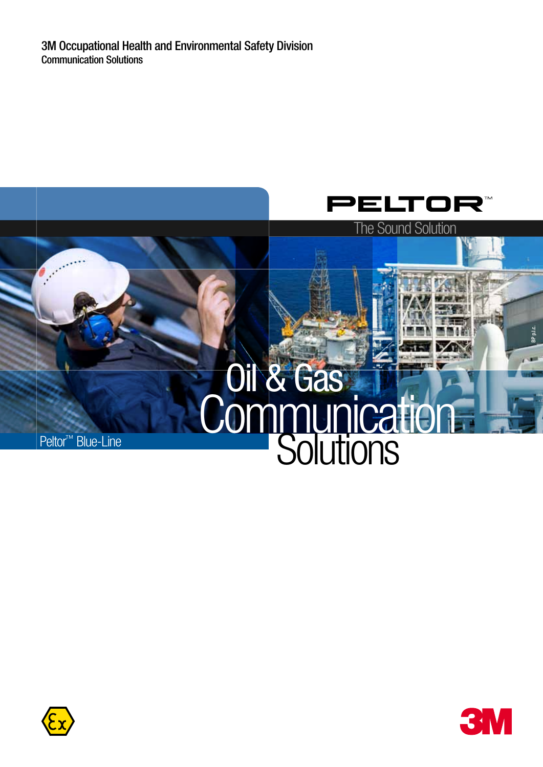3M Occupational Health and Environmental Safety Division
Communication Solutions

PELTOR™

The Sound Solution

BP p.l.c.

# Oil & Gas Communication Solutions

Peltor™ Blue-Line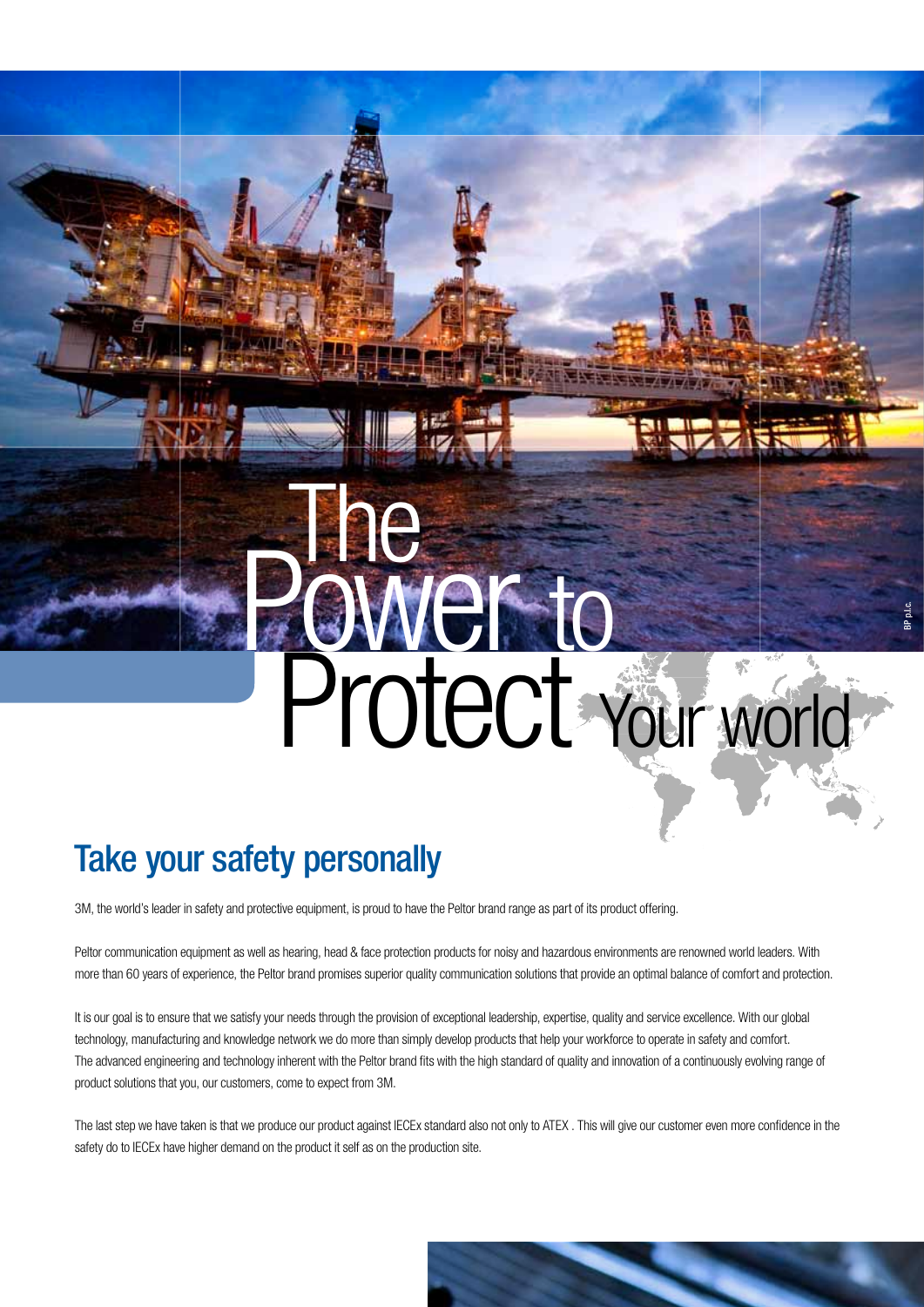# The Power to Protect Your world

BP p.l.c.

## Take your safety personally

3M, the world's leader in safety and protective equipment, is proud to have the Peltor brand range as part of its product offering.

Peltor communication equipment as well as hearing, head & face protection products for noisy and hazardous environments are renowned world leaders. With more than 60 years of experience, the Peltor brand promises superior quality communication solutions that provide an optimal balance of comfort and protection.

It is our goal is to ensure that we satisfy your needs through the provision of exceptional leadership, expertise, quality and service excellence. With our global technology, manufacturing and knowledge network we do more than simply develop products that help your workforce to operate in safety and comfort. The advanced engineering and technology inherent with the Peltor brand fits with the high standard of quality and innovation of a continuously evolving range of product solutions that you, our customers, come to expect from 3M.

The last step we have taken is that we produce our product against IECEx standard also not only to ATEX . This will give our customer even more confidence in the safety do to IECEx have higher demand on the product it self as on the production site.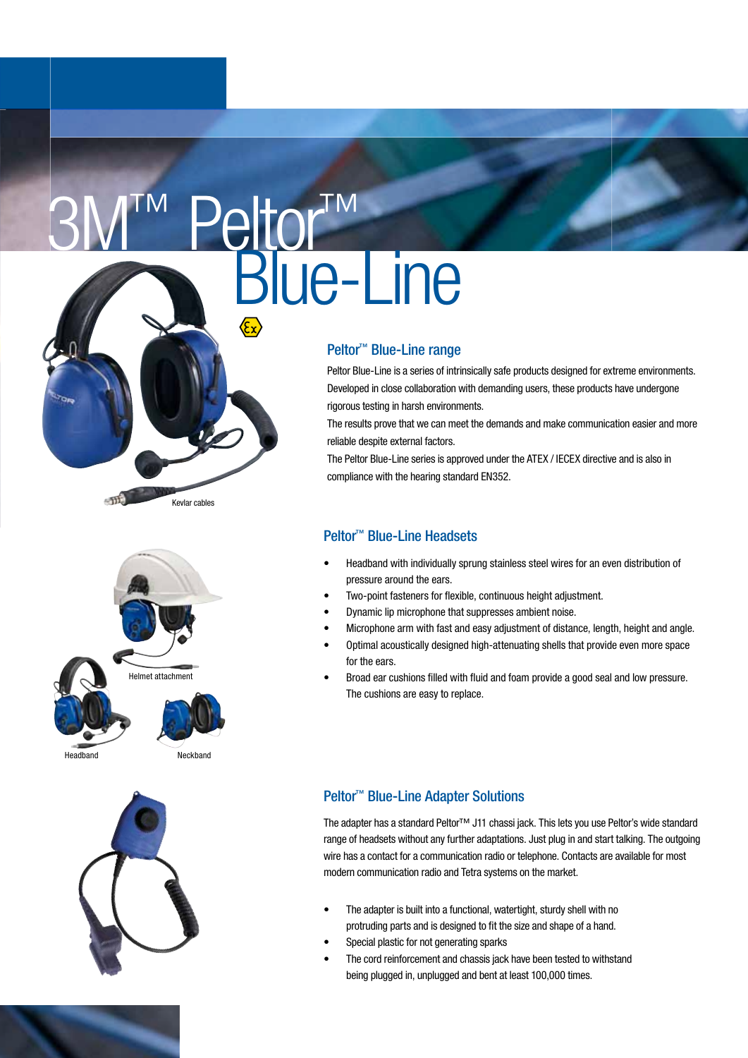# 3M™ Peltor™ Blue-Line

Kevlar cables

## Peltor™ Blue-Line range

Peltor Blue-Line is a series of intrinsically safe products designed for extreme environments. Developed in close collaboration with demanding users, these products have undergone rigorous testing in harsh environments.

The results prove that we can meet the demands and make communication easier and more reliable despite external factors.

The Peltor Blue-Line series is approved under the ATEX / IECEX directive and is also in compliance with the hearing standard EN352.

Helmet attachment

Headband

Neckband

## Peltor™ Blue-Line Headsets

- Headband with individually sprung stainless steel wires for an even distribution of pressure around the ears.
- Two-point fasteners for flexible, continuous height adjustment.
- Dynamic lip microphone that suppresses ambient noise.
- Microphone arm with fast and easy adjustment of distance, length, height and angle.
- Optimal acoustically designed high-attenuating shells that provide even more space for the ears.
- Broad ear cushions filled with fluid and foam provide a good seal and low pressure. The cushions are easy to replace.

## Peltor™ Blue-Line Adapter Solutions

The adapter has a standard Peltor™ J11 chassi jack. This lets you use Peltor's wide standard range of headsets without any further adaptations. Just plug in and start talking. The outgoing wire has a contact for a communication radio or telephone. Contacts are available for most modern communication radio and Tetra systems on the market.

- The adapter is built into a functional, watertight, sturdy shell with no protruding parts and is designed to fit the size and shape of a hand.
- Special plastic for not generating sparks
- The cord reinforcement and chassis jack have been tested to withstand being plugged in, unplugged and bent at least 100,000 times.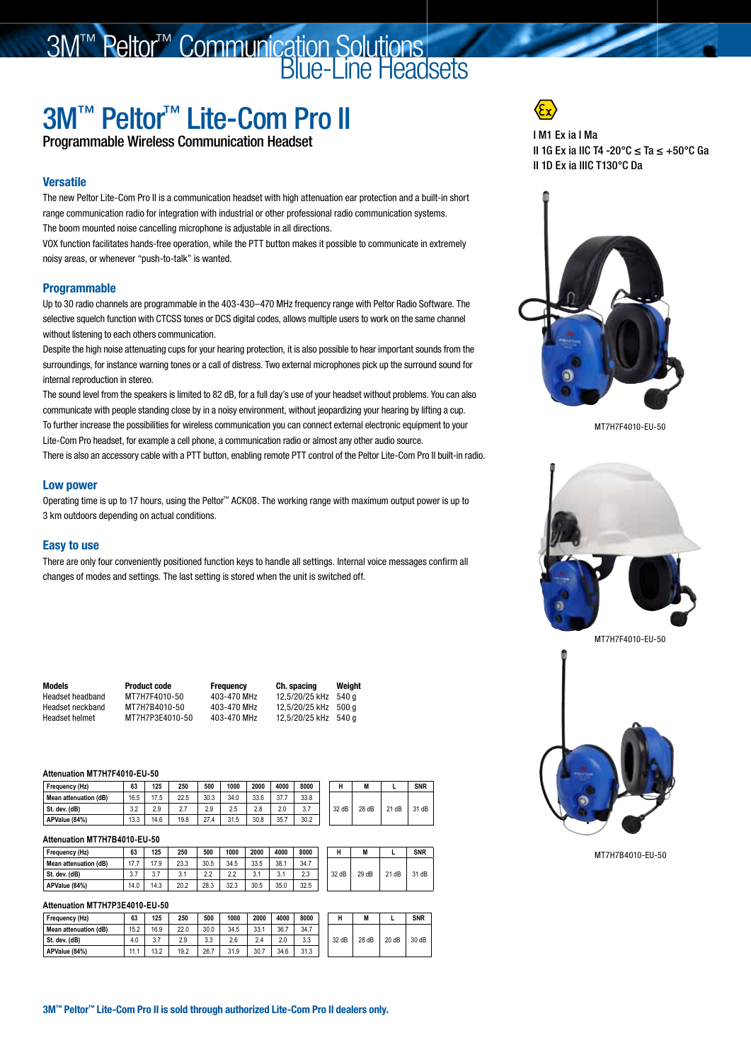# 3M™ Peltor™ Communication Solutions
## Blue-Line Headsets

# 3M™ Peltor™ Lite-Com Pro II

Programmable Wireless Communication Headset

I M1 Ex ia I Ma
II 1G Ex ia IIC T4 -20°C ≤ Ta ≤ +50°C Ga
II 1D Ex ia IIIC T130°C Da

### Versatile

The new Peltor Lite-Com Pro II is a communication headset with high attenuation ear protection and a built-in short range communication radio for integration with industrial or other professional radio communication systems.
The boom mounted noise cancelling microphone is adjustable in all directions.
VOX function facilitates hands-free operation, while the PTT button makes it possible to communicate in extremely noisy areas, or whenever "push-to-talk" is wanted.

### Programmable

Up to 30 radio channels are programmable in the 403-430–470 MHz frequency range with Peltor Radio Software. The selective squelch function with CTCSS tones or DCS digital codes, allows multiple users to work on the same channel without listening to each others communication.
Despite the high noise attenuating cups for your hearing protection, it is also possible to hear important sounds from the surroundings, for instance warning tones or a call of distress. Two external microphones pick up the surround sound for internal reproduction in stereo.
The sound level from the speakers is limited to 82 dB, for a full day's use of your headset without problems. You can also communicate with people standing close by in a noisy environment, without jeopardizing your hearing by lifting a cup.
To further increase the possibilities for wireless communication you can connect external electronic equipment to your Lite-Com Pro II headset, for example a cell phone, a communication radio or almost any other audio source.
There is also an accessory cable with a PTT button, enabling remote PTT control of the Peltor Lite-Com Pro II built-in radio.

### Low power

Operating time is up to 17 hours, using the Peltor™ ACK08. The working range with maximum output power is up to 3 km outdoors depending on actual conditions.

### Easy to use

There are only four conveniently positioned function keys to handle all settings. Internal voice messages confirm all changes of modes and settings. The last setting is stored when the unit is switched off.

MT7H7F4010-EU-50

MT7H7F4010-EU-50

MT7H7B4010-EU-50

| Models | Product code | Frequency | Ch. spacing | Weight |
|---|---|---|---|---|
| Headset headband | MT7H7F4010-50 | 403-470 MHz | 12,5/20/25 kHz | 540 g |
| Headset neckband | MT7H7B4010-50 | 403-470 MHz | 12,5/20/25 kHz | 500 g |
| Headset helmet | MT7H7P3E4010-50 | 403-470 MHz | 12,5/20/25 kHz | 540 g |

**Attenuation MT7H7F4010-EU-50**

| Frequency (Hz) | 63 | 125 | 250 | 500 | 1000 | 2000 | 4000 | 8000 |
|---|---|---|---|---|---|---|---|---|
| Mean attenuation (dB) | 16.5 | 17.5 | 22.5 | 30.3 | 34.0 | 33.6 | 37.7 | 33.8 |
| St. dev. (dB) | 3.2 | 2.9 | 2.7 | 2.9 | 2.5 | 2.8 | 2.0 | 3.7 |
| APValue (84%) | 13.3 | 14.6 | 19.8 | 27.4 | 31.5 | 30.8 | 35.7 | 30.2 |

| H | M | L | SNR |
|---|---|---|---|
| 32 dB | 28 dB | 21 dB | 31 dB |

**Attenuation MT7H7B4010-EU-50**

| Frequency (Hz) | 63 | 125 | 250 | 500 | 1000 | 2000 | 4000 | 8000 |
|---|---|---|---|---|---|---|---|---|
| Mean attenuation (dB) | 17.7 | 17.9 | 23.3 | 30.5 | 34.5 | 33.5 | 38.1 | 34.7 |
| St. dev. (dB) | 3.7 | 3.7 | 3.1 | 2.2 | 2.2 | 3.1 | 3.1 | 2.3 |
| APValue (84%) | 14.0 | 14.3 | 20.2 | 28.3 | 32.3 | 30.5 | 35.0 | 32.5 |

| H | M | L | SNR |
|---|---|---|---|
| 32 dB | 29 dB | 21 dB | 31 dB |

**Attenuation MT7H7P3E4010-EU-50**

| Frequency (Hz) | 63 | 125 | 250 | 500 | 1000 | 2000 | 4000 | 8000 |
|---|---|---|---|---|---|---|---|---|
| Mean attenuation (dB) | 15.2 | 16.9 | 22.0 | 30.0 | 34.5 | 33.1 | 36.7 | 34.7 |
| St. dev. (dB) | 4.0 | 3.7 | 2.9 | 3.3 | 2.6 | 2.4 | 2.0 | 3.3 |
| APValue (84%) | 11.1 | 13.2 | 19.2 | 26.7 | 31.9 | 30.7 | 34.6 | 31.3 |

| H | M | L | SNR |
|---|---|---|---|
| 32 dB | 28 dB | 20 dB | 30 dB |

**3M™ Peltor™ Lite-Com Pro II is sold through authorized Lite-Com Pro II dealers only.**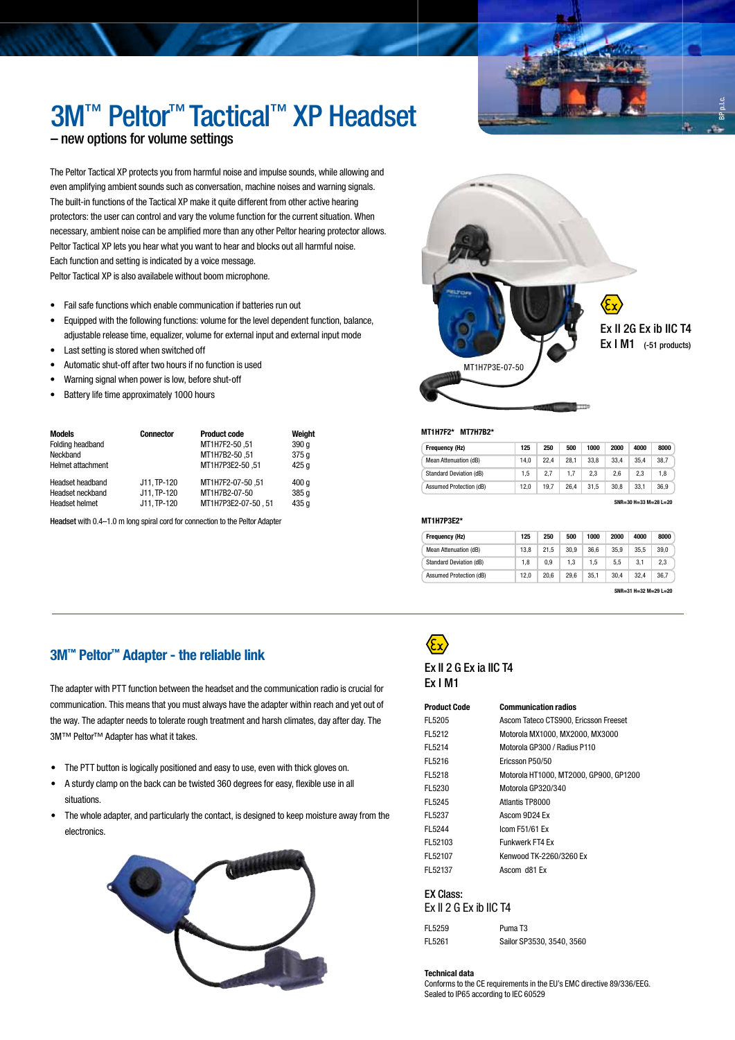# 3M™ Peltor™ Tactical™ XP Headset

## – new options for volume settings

The Peltor Tactical XP protects you from harmful noise and impulse sounds, while allowing and even amplifying ambient sounds such as conversation, machine noises and warning signals. The built-in functions of the Tactical XP make it quite different from other active hearing protectors: the user can control and vary the volume function for the current situation. When necessary, ambient noise can be amplified more than any other Peltor hearing protector allows. Peltor Tactical XP lets you hear what you want to hear and blocks out all harmful noise. Each function and setting is indicated by a voice message.
Peltor Tactical XP is also availabele without boom microphone.

- Fail safe functions which enable communication if batteries run out
- Equipped with the following functions: volume for the level dependent function, balance, adjustable release time, equalizer, volume for external input and external input mode
- Last setting is stored when switched off
- Automatic shut-off after two hours if no function is used
- Warning signal when power is low, before shut-off
- Battery life time approximately 1000 hours

| Models | Connector | Product code | Weight |
|---|---|---|---|
| Folding headband | | MT1H7F2-50 ,51 | 390 g |
| Neckband | | MT1H7B2-50 ,51 | 375 g |
| Helmet attachment | | MT1H7P3E2-50 ,51 | 425 g |
| Headset headband | J11, TP-120 | MT1H7F2-07-50 ,51 | 400 g |
| Headset neckband | J11, TP-120 | MT1H7B2-07-50 | 385 g |
| Headset helmet | J11, TP-120 | MT1H7P3E2-07-50 , 51 | 435 g |

**Headset** with 0.4–1.0 m long spiral cord for connection to the Peltor Adapter

MT1H7P3E-07-50

Ex II 2G Ex ib IIC T4
Ex I M1 (-51 products)

**MT1H7F2\* MT7H7B2\***

| Frequency (Hz) | 125 | 250 | 500 | 1000 | 2000 | 4000 | 8000 |
|---|---|---|---|---|---|---|---|
| Mean Attenuation (dB) | 14,0 | 22,4 | 28,1 | 33,8 | 33,4 | 35,4 | 38,7 |
| Standard Deviation (dB) | 1,5 | 2,7 | 1,7 | 2,3 | 2,6 | 2,3 | 1,8 |
| Assumed Protection (dB) | 12,0 | 19,7 | 26,4 | 31,5 | 30,8 | 33,1 | 36,9 |

SNR=30 H=33 M=28 L=20

**MT1H7P3E2\***

| Frequency (Hz) | 125 | 250 | 500 | 1000 | 2000 | 4000 | 8000 |
|---|---|---|---|---|---|---|---|
| Mean Attenuation (dB) | 13,8 | 21,5 | 30,9 | 36,6 | 35,9 | 35,5 | 39,0 |
| Standard Deviation (dB) | 1,8 | 0,9 | 1,3 | 1,5 | 5,5 | 3,1 | 2,3 |
| Assumed Protection (dB) | 12,0 | 20,6 | 29,6 | 35,1 | 30,4 | 32,4 | 36,7 |

SNR=31 H=32 M=29 L=20

## 3M™ Peltor™ Adapter - the reliable link

The adapter with PTT function between the headset and the communication radio is crucial for communication. This means that you must always have the adapter within reach and yet out of the way. The adapter needs to tolerate rough treatment and harsh climates, day after day. The 3M™ Peltor™ Adapter has what it takes.

- The PTT button is logically positioned and easy to use, even with thick gloves on.
- A sturdy clamp on the back can be twisted 360 degrees for easy, flexible use in all situations.
- The whole adapter, and particularly the contact, is designed to keep moisture away from the electronics.

Ex II 2 G Ex ia IIC T4
Ex I M1

| Product Code | Communication radios |
|---|---|
| FL5205 | Ascom Tateco CTS900, Ericsson Freeset |
| FL5212 | Motorola MX1000, MX2000, MX3000 |
| FL5214 | Motorola GP300 / Radius P110 |
| FL5216 | Ericsson P50/50 |
| FL5218 | Motorola HT1000, MT2000, GP900, GP1200 |
| FL5230 | Motorola GP320/340 |
| FL5245 | Atlantis TP8000 |
| FL5237 | Ascom 9D24 Ex |
| FL5244 | Icom F51/61 Ex |
| FL52103 | Funkwerk FT4 Ex |
| FL52107 | Kenwood TK-2260/3260 Ex |
| FL52137 | Ascom d81 Ex |

EX Class:
Ex II 2 G Ex ib IIC T4

| | |
|---|---|
| FL5259 | Puma T3 |
| FL5261 | Sailor SP3530, 3540, 3560 |

**Technical data**
Conforms to the CE requirements in the EU's EMC directive 89/336/EEG.
Sealed to IP65 according to IEC 60529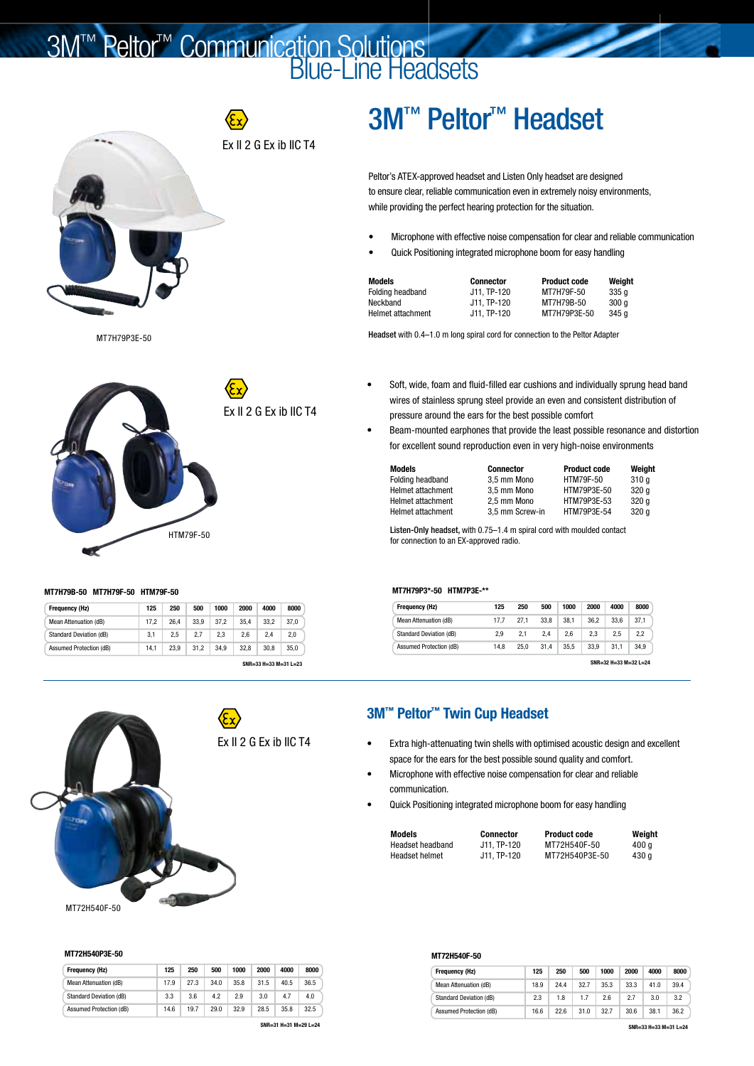# 3M™ Peltor™ Communication Solutions
## Blue-Line Headsets

Ex II 2 G Ex ib IIC T4

MT7H79P3E-50

## 3M™ Peltor™ Headset

Peltor's ATEX-approved headset and Listen Only headset are designed to ensure clear, reliable communication even in extremely noisy environments, while providing the perfect hearing protection for the situation.

- Microphone with effective noise compensation for clear and reliable communication
- Quick Positioning integrated microphone boom for easy handling

| Models | Connector | Product code | Weight |
|---|---|---|---|
| Folding headband | J11, TP-120 | MT7H79F-50 | 335 g |
| Neckband | J11, TP-120 | MT7H79B-50 | 300 g |
| Helmet attachment | J11, TP-120 | MT7H79P3E-50 | 345 g |

**Headset** with 0.4–1.0 m long spiral cord for connection to the Peltor Adapter

Ex II 2 G Ex ib IIC T4

HTM79F-50

- Soft, wide, foam and fluid-filled ear cushions and individually sprung head band wires of stainless sprung steel provide an even and consistent distribution of pressure around the ears for the best possible comfort
- Beam-mounted earphones that provide the least possible resonance and distortion for excellent sound reproduction even in very high-noise environments

| Models | Connector | Product code | Weight |
|---|---|---|---|
| Folding headband | 3,5 mm Mono | HTM79F-50 | 310 g |
| Helmet attachment | 3,5 mm Mono | HTM79P3E-50 | 320 g |
| Helmet attachment | 2,5 mm Mono | HTM79P3E-53 | 320 g |
| Helmet attachment | 3,5 mm Screw-in | HTM79P3E-54 | 320 g |

**Listen-Only headset,** with 0.75–1.4 m spiral cord with moulded contact for connection to an EX-approved radio.

**MT7H79B-50 MT7H79F-50 HTM79F-50**

| Frequency (Hz) | 125 | 250 | 500 | 1000 | 2000 | 4000 | 8000 |
|---|---|---|---|---|---|---|---|
| Mean Attenuation (dB) | 17,2 | 26,4 | 33,9 | 37,2 | 35,4 | 33,2 | 37,0 |
| Standard Deviation (dB) | 3,1 | 2,5 | 2,7 | 2,3 | 2,6 | 2,4 | 2,0 |
| Assumed Protection (dB) | 14,1 | 23,9 | 31,2 | 34,9 | 32,8 | 30,8 | 35,0 |

SNR=33 H=33 M=31 L=23

**MT7H79P3\*-50 HTM7P3E-\*\***

| Frequency (Hz) | 125 | 250 | 500 | 1000 | 2000 | 4000 | 8000 |
|---|---|---|---|---|---|---|---|
| Mean Attenuation (dB) | 17,7 | 27,1 | 33,8 | 38,1 | 36,2 | 33,6 | 37,1 |
| Standard Deviation (dB) | 2,9 | 2,1 | 2,4 | 2,6 | 2,3 | 2,5 | 2,2 |
| Assumed Protection (dB) | 14,8 | 25,0 | 31,4 | 35,5 | 33,9 | 31,1 | 34,9 |

SNR=32 H=33 M=32 L=24

Ex II 2 G Ex ib IIC T4

MT72H540F-50

## 3M™ Peltor™ Twin Cup Headset

- Extra high-attenuating twin shells with optimised acoustic design and excellent space for the ears for the best possible sound quality and comfort.
- Microphone with effective noise compensation for clear and reliable communication.
- Quick Positioning integrated microphone boom for easy handling

| Models | Connector | Product code | Weight |
|---|---|---|---|
| Headset headband | J11, TP-120 | MT72H540F-50 | 400 g |
| Headset helmet | J11, TP-120 | MT72H540P3E-50 | 430 g |

**MT72H540P3E-50**

| Frequency (Hz) | 125 | 250 | 500 | 1000 | 2000 | 4000 | 8000 |
|---|---|---|---|---|---|---|---|
| Mean Attenuation (dB) | 17.9 | 27.3 | 34.0 | 35.8 | 31.5 | 40.5 | 36.5 |
| Standard Deviation (dB) | 3.3 | 3.6 | 4.2 | 2.9 | 3.0 | 4.7 | 4.0 |
| Assumed Protection (dB) | 14.6 | 19.7 | 29.0 | 32.9 | 28.5 | 35.8 | 32.5 |

SNR=31 H=31 M=29 L=24

**MT72H540F-50**

| Frequency (Hz) | 125 | 250 | 500 | 1000 | 2000 | 4000 | 8000 |
|---|---|---|---|---|---|---|---|
| Mean Attenuation (dB) | 18.9 | 24.4 | 32.7 | 35.3 | 33.3 | 41.0 | 39.4 |
| Standard Deviation (dB) | 2.3 | 1.8 | 1.7 | 2.6 | 2.7 | 3.0 | 3.2 |
| Assumed Protection (dB) | 16.6 | 22.6 | 31.0 | 32.7 | 30.6 | 38.1 | 36.2 |

SNR=33 H=33 M=31 L=24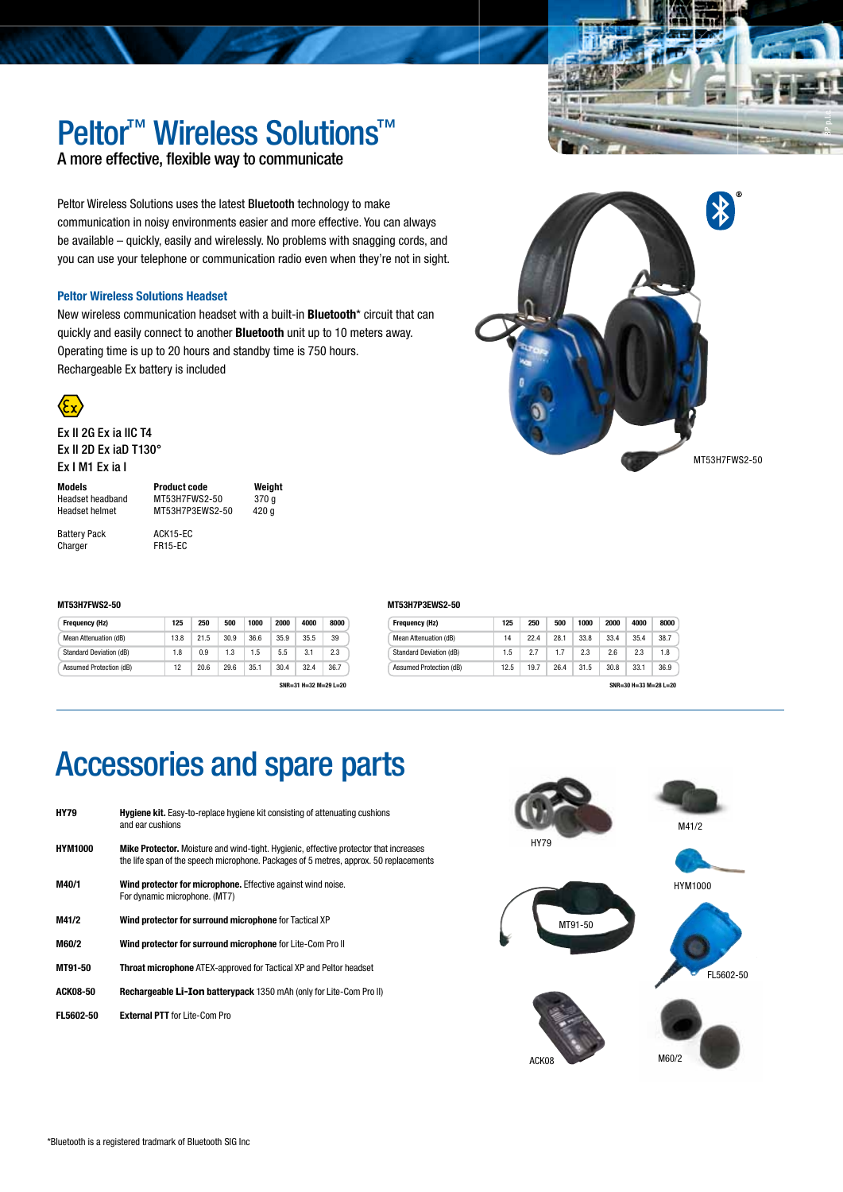# Peltor™ Wireless Solutions™

A more effective, flexible way to communicate

Peltor Wireless Solutions uses the latest Bluetooth technology to make communication in noisy environments easier and more effective. You can always be available – quickly, easily and wirelessly. No problems with snagging cords, and you can use your telephone or communication radio even when they're not in sight.

### Peltor Wireless Solutions Headset

New wireless communication headset with a built-in **Bluetooth*** circuit that can quickly and easily connect to another **Bluetooth** unit up to 10 meters away. Operating time is up to 20 hours and standby time is 750 hours. Rechargeable Ex battery is included

Ex II 2G Ex ia IIC T4
Ex II 2D Ex iaD T130°
Ex I M1 Ex ia I

| Models | Product code | Weight |
|---|---|---|
| Headset headband | MT53H7FWS2-50 | 370 g |
| Headset helmet | MT53H7P3EWS2-50 | 420 g |
| Battery Pack | ACK15-EC | |
| Charger | FR15-EC | |

MT53H7FWS2-50

**MT53H7FWS2-50**

| Frequency (Hz) | 125 | 250 | 500 | 1000 | 2000 | 4000 | 8000 |
|---|---|---|---|---|---|---|---|
| Mean Attenuation (dB) | 13.8 | 21.5 | 30.9 | 36.6 | 35.9 | 35.5 | 39 |
| Standard Deviation (dB) | 1.8 | 0.9 | 1.3 | 1.5 | 5.5 | 3.1 | 2.3 |
| Assumed Protection (dB) | 12 | 20.6 | 29.6 | 35.1 | 30.4 | 32.4 | 36.7 |

SNR=31 H=32 M=29 L=20

**MT53H7P3EWS2-50**

| Frequency (Hz) | 125 | 250 | 500 | 1000 | 2000 | 4000 | 8000 |
|---|---|---|---|---|---|---|---|
| Mean Attenuation (dB) | 14 | 22.4 | 28.1 | 33.8 | 33.4 | 35.4 | 38.7 |
| Standard Deviation (dB) | 1.5 | 2.7 | 1.7 | 2.3 | 2.6 | 2.3 | 1.8 |
| Assumed Protection (dB) | 12.5 | 19.7 | 26.4 | 31.5 | 30.8 | 33.1 | 36.9 |

SNR=30 H=33 M=28 L=20

# Accessories and spare parts

| | |
|---|---|
| **HY79** | **Hygiene kit.** Easy-to-replace hygiene kit consisting of attenuating cushions and ear cushions |
| **HYM1000** | **Mike Protector.** Moisture and wind-tight. Hygienic, effective protector that increases the life span of the speech microphone. Packages of 5 metres, approx. 50 replacements |
| **M40/1** | **Wind protector for microphone.** Effective against wind noise. For dynamic microphone. (MT7) |
| **M41/2** | **Wind protector for surround microphone** for Tactical XP |
| **M60/2** | **Wind protector for surround microphone** for Lite-Com Pro II |
| **MT91-50** | **Throat microphone** ATEX-approved for Tactical XP and Peltor headset |
| **ACK08-50** | **Rechargeable Li-Ion batterypack** 1350 mAh (only for Lite-Com Pro II) |
| **FL5602-50** | **External PTT** for Lite-Com Pro |

HY79

M41/2

HYM1000

MT91-50

FL5602-50

ACK08

M60/2

*Bluetooth is a registered tradmark of Bluetooth SIG Inc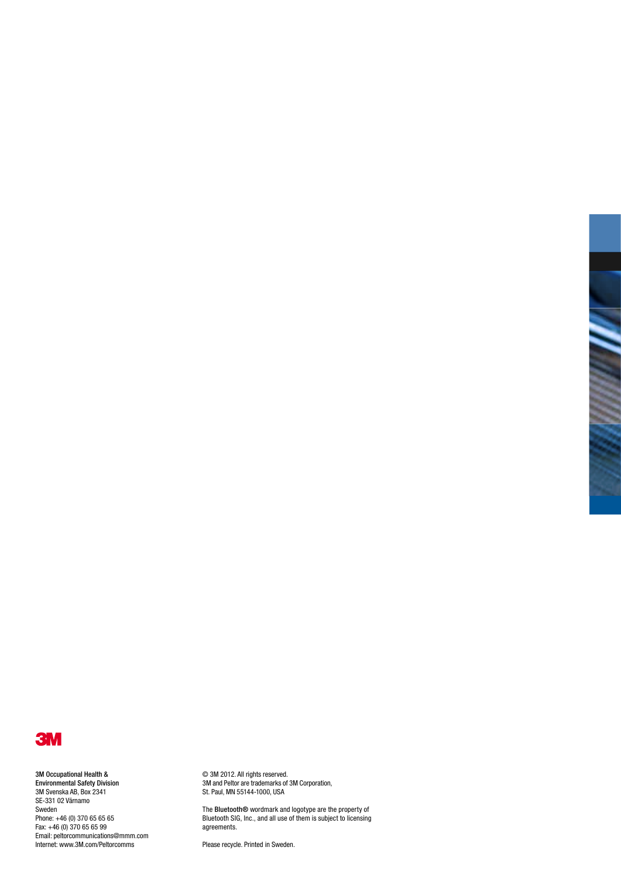3M

**3M Occupational Health &**
**Environmental Safety Division**
3M Svenska AB, Box 2341
SE-331 02 Värnamo
Sweden
Phone: +46 (0) 370 65 65 65
Fax: +46 (0) 370 65 65 99
Email: peltorcommunications@mmm.com
Internet: www.3M.com/Peltorcomms

© 3M 2012. All rights reserved.
3M and Peltor are trademarks of 3M Corporation,
St. Paul, MN 55144-1000, USA

The **Bluetooth®** wordmark and logotype are the property of Bluetooth SIG, Inc., and all use of them is subject to licensing agreements.

Please recycle. Printed in Sweden.